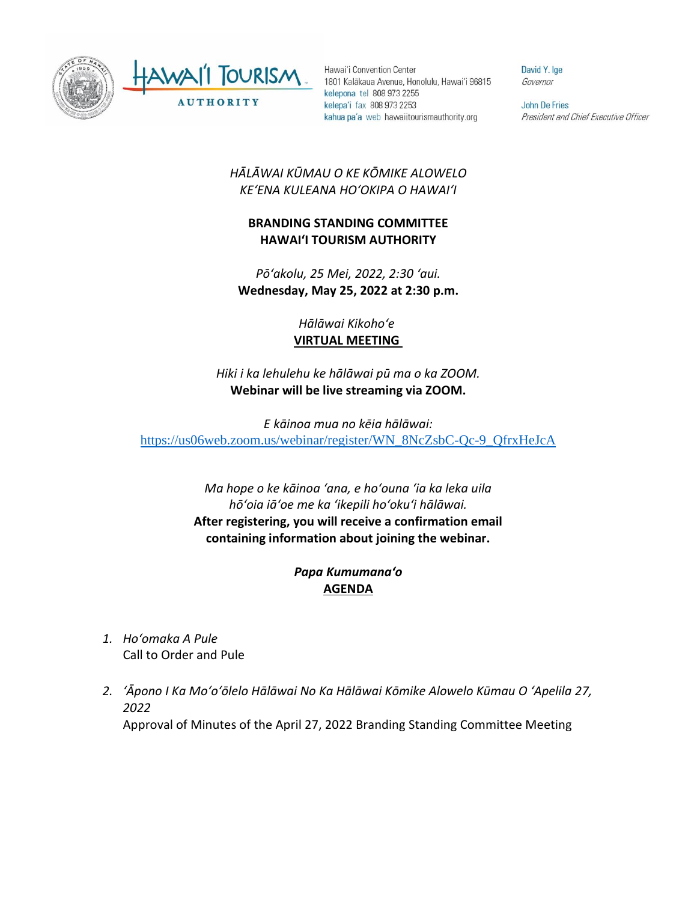Hawai'i Convention Center
1801 Kalākaua Avenue, Honolulu, Hawai'i 96815
kelepona tel 808 973 2255
kelepa'i fax 808 973 2253
kahua pa'a web hawaiitourismauthority.org

David Y. Ige
*Governor*

John De Fries
*President and Chief Executive Officer*

*HĀLĀWAI KŪMAU O KE KŌMIKE ALOWELO*
*KEʻENA KULEANA HOʻOKIPA O HAWAIʻI*

**BRANDING STANDING COMMITTEE**
**HAWAIʻI TOURISM AUTHORITY**

*Pōʻakolu, 25 Mei, 2022, 2:30 ʻaui.*
**Wednesday, May 25, 2022 at 2:30 p.m.**

*Hālāwai Kikohoʻe*
**VIRTUAL MEETING**

*Hiki i ka lehulehu ke hālāwai pū ma o ka ZOOM.*
**Webinar will be live streaming via ZOOM.**

*E kāinoa mua no kēia hālāwai:*
https://us06web.zoom.us/webinar/register/WN_8NcZsbC-Qc-9_QfrxHeJcA

*Ma hope o ke kāinoa ʻana, e hoʻouna ʻia ka leka uila hōʻoia iāʻoe me ka ʻikepili hoʻokuʻi hālāwai.*
**After registering, you will receive a confirmation email containing information about joining the webinar.**

***Papa Kumumanaʻo***
**AGENDA**

1. *Hoʻomaka A Pule*
   Call to Order and Pule

2. *ʻĀpono I Ka Moʻoʻōlelo Hālāwai No Ka Hālāwai Kōmike Alowelo Kūmau O ʻApelila 27, 2022*
   Approval of Minutes of the April 27, 2022 Branding Standing Committee Meeting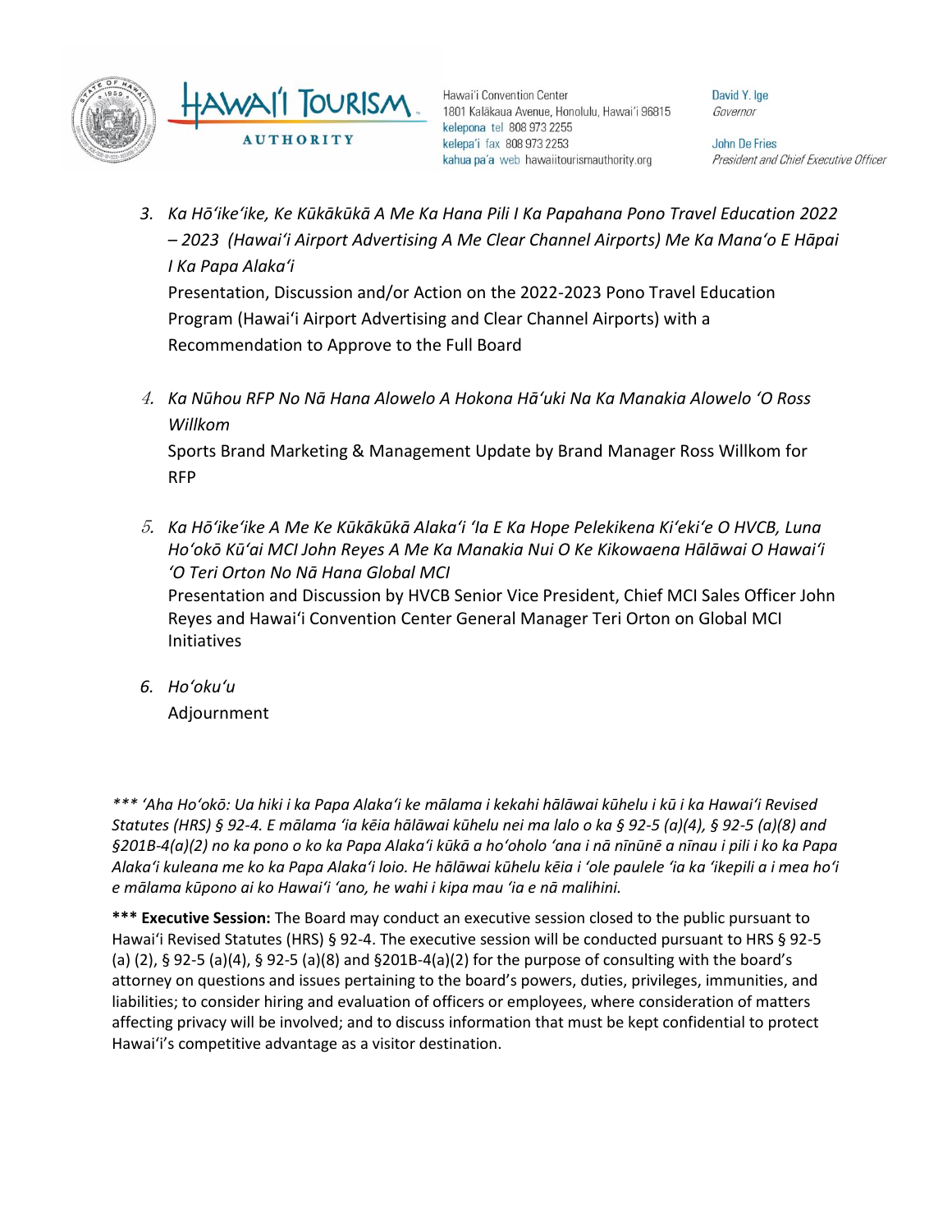3. *Ka Hōʻikeʻike, Ke Kūkākūkā A Me Ka Hana Pili I Ka Papahana Pono Travel Education 2022 – 2023 (Hawaiʻi Airport Advertising A Me Clear Channel Airports) Me Ka Manaʻo E Hāpai I Ka Papa Alakaʻi*
   Presentation, Discussion and/or Action on the 2022-2023 Pono Travel Education Program (Hawaiʻi Airport Advertising and Clear Channel Airports) with a Recommendation to Approve to the Full Board

4. *Ka Nūhou RFP No Nā Hana Alowelo A Hokona Hāʻuki Na Ka Manakia Alowelo ʻO Ross Willkom*
   Sports Brand Marketing & Management Update by Brand Manager Ross Willkom for RFP

5. *Ka Hōʻikeʻike A Me Ke Kūkākūkā Alakaʻi ʻIa E Ka Hope Pelekikena Kiʻekiʻe O HVCB, Luna Hoʻokō Kūʻai MCI John Reyes A Me Ka Manakia Nui O Ke Kikowaena Hālāwai O Hawaiʻi ʻO Teri Orton No Nā Hana Global MCI*
   Presentation and Discussion by HVCB Senior Vice President, Chief MCI Sales Officer John Reyes and Hawaiʻi Convention Center General Manager Teri Orton on Global MCI Initiatives

6. *Hoʻokuʻu*
   Adjournment

*\*\*\* ʻAha Hoʻokō: Ua hiki i ka Papa Alakaʻi ke mālama i kekahi hālāwai kūhelu i kū i ka Hawaiʻi Revised Statutes (HRS) § 92-4. E mālama ʻia kēia hālāwai kūhelu nei ma lalo o ka § 92-5 (a)(4), § 92-5 (a)(8) and §201B-4(a)(2) no ka pono o ko ka Papa Alakaʻi kūkā a hoʻoholo ʻana i nā nīnūnē a nīnau i pili i ko ka Papa Alakaʻi kuleana me ko ka Papa Alakaʻi loio. He hālāwai kūhelu kēia i ʻole paulele ʻia ka ʻikepili a i mea hoʻi e mālama kūpono ai ko Hawaiʻi ʻano, he wahi i kipa mau ʻia e nā malihini.*

**\*\*\* Executive Session:** The Board may conduct an executive session closed to the public pursuant to Hawaiʻi Revised Statutes (HRS) § 92-4. The executive session will be conducted pursuant to HRS § 92-5 (a) (2), § 92-5 (a)(4), § 92-5 (a)(8) and §201B-4(a)(2) for the purpose of consulting with the board's attorney on questions and issues pertaining to the board's powers, duties, privileges, immunities, and liabilities; to consider hiring and evaluation of officers or employees, where consideration of matters affecting privacy will be involved; and to discuss information that must be kept confidential to protect Hawaiʻi's competitive advantage as a visitor destination.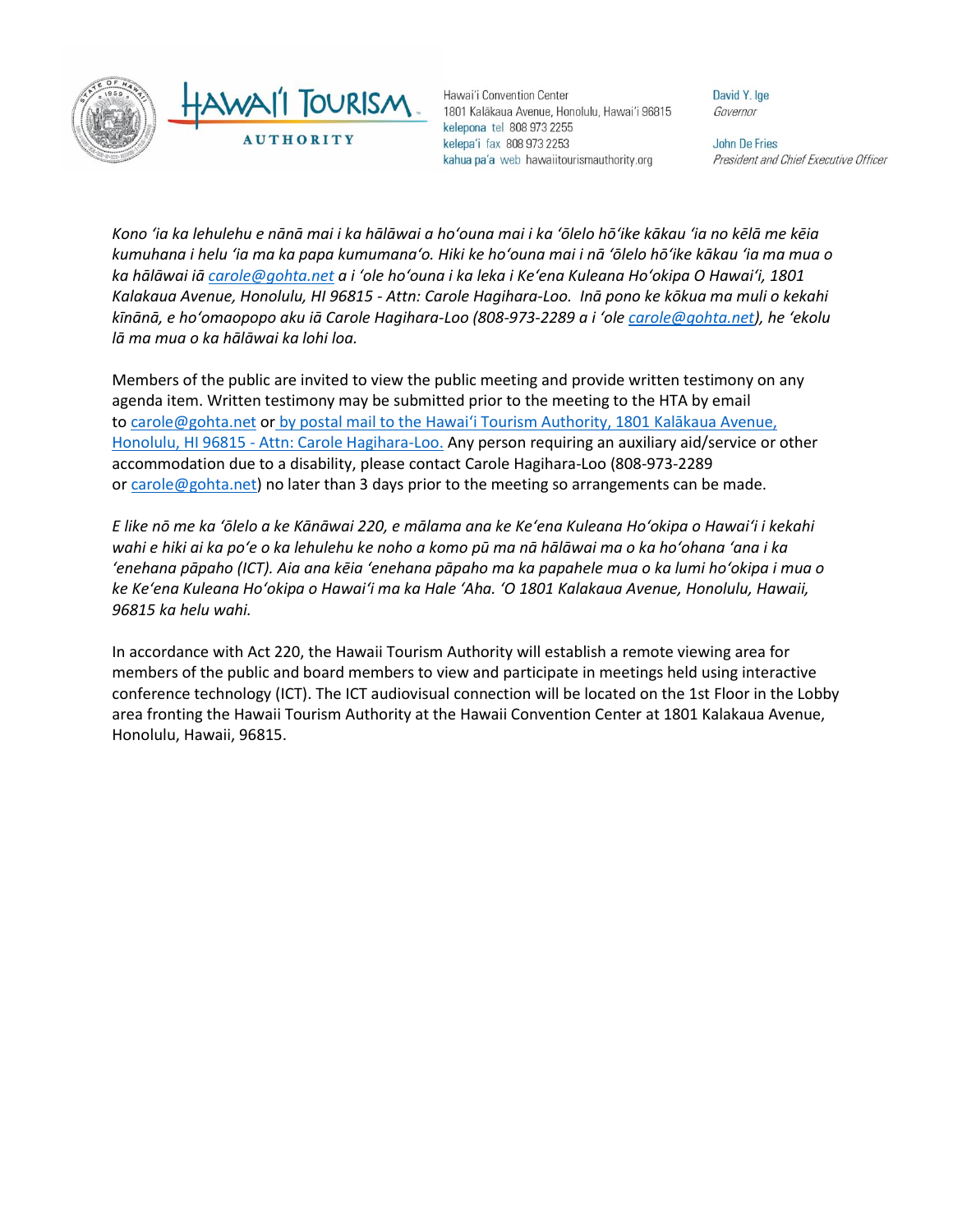*Kono ʻia ka lehulehu e nānā mai i ka hālāwai a hoʻouna mai i ka ʻōlelo hōʻike kākau ʻia no kēlā me kēia kumuhana i helu ʻia ma ka papa kumumanaʻo. Hiki ke hoʻouna mai i nā ʻōlelo hōʻike kākau ʻia ma mua o ka hālāwai iā carole@gohta.net a i ʻole hoʻouna i ka leka i Keʻena Kuleana Hoʻokipa O Hawaiʻi, 1801 Kalakaua Avenue, Honolulu, HI 96815 - Attn: Carole Hagihara-Loo. Inā pono ke kōkua ma muli o kekahi kīnānā, e hoʻomaopopo aku iā Carole Hagihara-Loo (808-973-2289 a i ʻole carole@gohta.net), he ʻekolu lā ma mua o ka hālāwai ka lohi loa.*

Members of the public are invited to view the public meeting and provide written testimony on any agenda item. Written testimony may be submitted prior to the meeting to the HTA by email to carole@gohta.net or by postal mail to the Hawaiʻi Tourism Authority, 1801 Kalākaua Avenue, Honolulu, HI 96815 - Attn: Carole Hagihara-Loo. Any person requiring an auxiliary aid/service or other accommodation due to a disability, please contact Carole Hagihara-Loo (808-973-2289 or carole@gohta.net) no later than 3 days prior to the meeting so arrangements can be made.

*E like nō me ka ʻōlelo a ke Kānāwai 220, e mālama ana ke Keʻena Kuleana Hoʻokipa o Hawaiʻi i kekahi wahi e hiki ai ka poʻe o ka lehulehu ke noho a komo pū ma nā hālāwai ma o ka hoʻohana ʻana i ka ʻenehana pāpaho (ICT). Aia ana kēia ʻenehana pāpaho ma ka papahele mua o ka lumi hoʻokipa i mua o ke Keʻena Kuleana Hoʻokipa o Hawaiʻi ma ka Hale ʻAha. ʻO 1801 Kalakaua Avenue, Honolulu, Hawaii, 96815 ka helu wahi.*

In accordance with Act 220, the Hawaii Tourism Authority will establish a remote viewing area for members of the public and board members to view and participate in meetings held using interactive conference technology (ICT). The ICT audiovisual connection will be located on the 1st Floor in the Lobby area fronting the Hawaii Tourism Authority at the Hawaii Convention Center at 1801 Kalakaua Avenue, Honolulu, Hawaii, 96815.